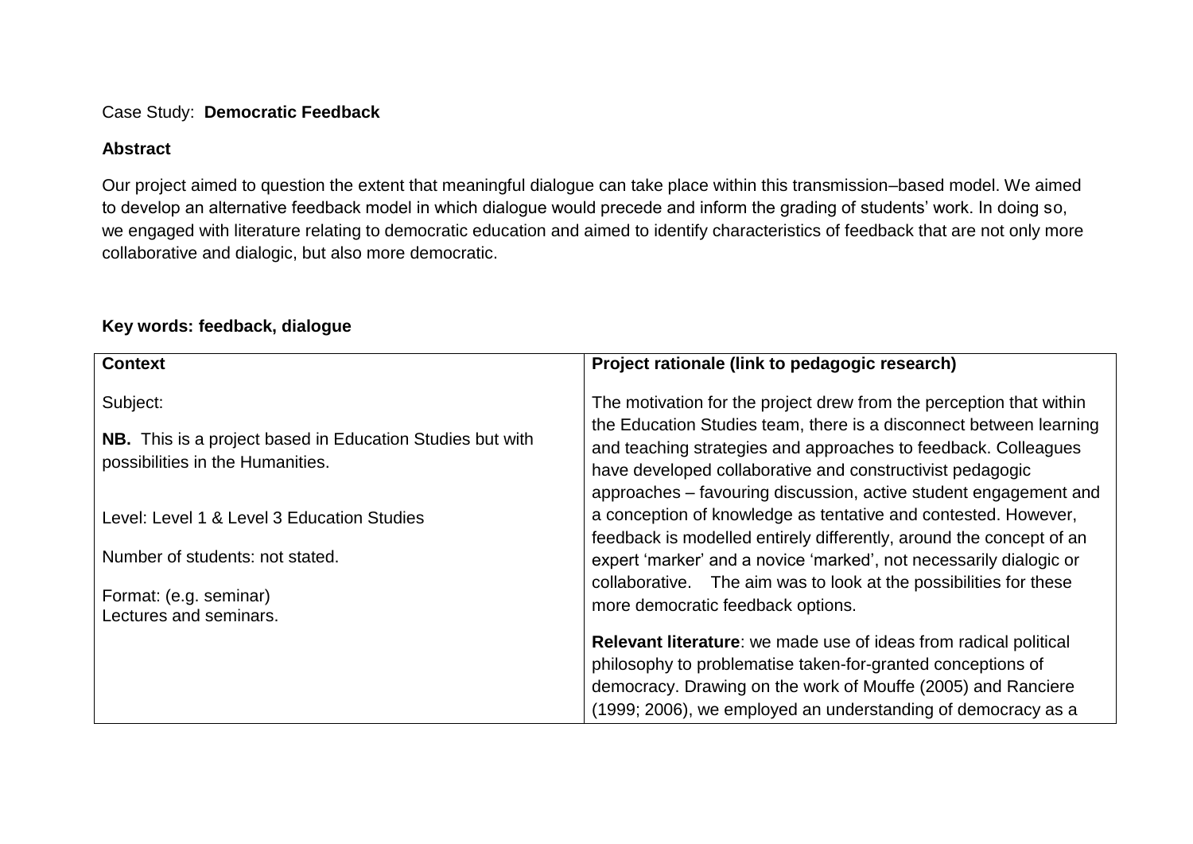Case Study: **Democratic Feedback**

**Abstract**

Our project aimed to question the extent that meaningful dialogue can take place within this transmission–based model. We aimed to develop an alternative feedback model in which dialogue would precede and inform the grading of students' work. In doing so, we engaged with literature relating to democratic education and aimed to identify characteristics of feedback that are not only more collaborative and dialogic, but also more democratic.

**Key words: feedback, dialogue**

| **Context** | **Project rationale (link to pedagogic research)** |
|---|---|
| Subject:<br><br>**NB.** This is a project based in Education Studies but with possibilities in the Humanities.<br><br>Level: Level 1 & Level 3 Education Studies<br><br>Number of students: not stated.<br><br>Format: (e.g. seminar)<br>Lectures and seminars. | The motivation for the project drew from the perception that within the Education Studies team, there is a disconnect between learning and teaching strategies and approaches to feedback. Colleagues have developed collaborative and constructivist pedagogic approaches – favouring discussion, active student engagement and a conception of knowledge as tentative and contested. However, feedback is modelled entirely differently, around the concept of an expert 'marker' and a novice 'marked', not necessarily dialogic or collaborative. The aim was to look at the possibilities for these more democratic feedback options.<br><br>**Relevant literature**: we made use of ideas from radical political philosophy to problematise taken-for-granted conceptions of democracy. Drawing on the work of Mouffe (2005) and Ranciere (1999; 2006), we employed an understanding of democracy as a |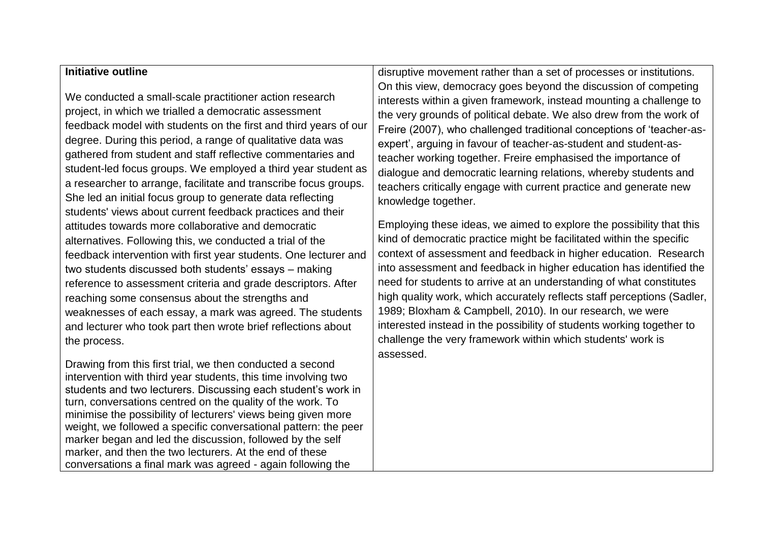**Initiative outline**

We conducted a small-scale practitioner action research project, in which we trialled a democratic assessment feedback model with students on the first and third years of our degree. During this period, a range of qualitative data was gathered from student and staff reflective commentaries and student-led focus groups. We employed a third year student as a researcher to arrange, facilitate and transcribe focus groups. She led an initial focus group to generate data reflecting students' views about current feedback practices and their attitudes towards more collaborative and democratic alternatives. Following this, we conducted a trial of the feedback intervention with first year students. One lecturer and two students discussed both students' essays – making reference to assessment criteria and grade descriptors. After reaching some consensus about the strengths and weaknesses of each essay, a mark was agreed. The students and lecturer who took part then wrote brief reflections about the process.

Drawing from this first trial, we then conducted a second intervention with third year students, this time involving two students and two lecturers. Discussing each student's work in turn, conversations centred on the quality of the work. To minimise the possibility of lecturers' views being given more weight, we followed a specific conversational pattern: the peer marker began and led the discussion, followed by the self marker, and then the two lecturers. At the end of these conversations a final mark was agreed - again following the

disruptive movement rather than a set of processes or institutions. On this view, democracy goes beyond the discussion of competing interests within a given framework, instead mounting a challenge to the very grounds of political debate. We also drew from the work of Freire (2007), who challenged traditional conceptions of 'teacher-as-expert', arguing in favour of teacher-as-student and student-as-teacher working together. Freire emphasised the importance of dialogue and democratic learning relations, whereby students and teachers critically engage with current practice and generate new knowledge together.

Employing these ideas, we aimed to explore the possibility that this kind of democratic practice might be facilitated within the specific context of assessment and feedback in higher education. Research into assessment and feedback in higher education has identified the need for students to arrive at an understanding of what constitutes high quality work, which accurately reflects staff perceptions (Sadler, 1989; Bloxham & Campbell, 2010). In our research, we were interested instead in the possibility of students working together to challenge the very framework within which students' work is assessed.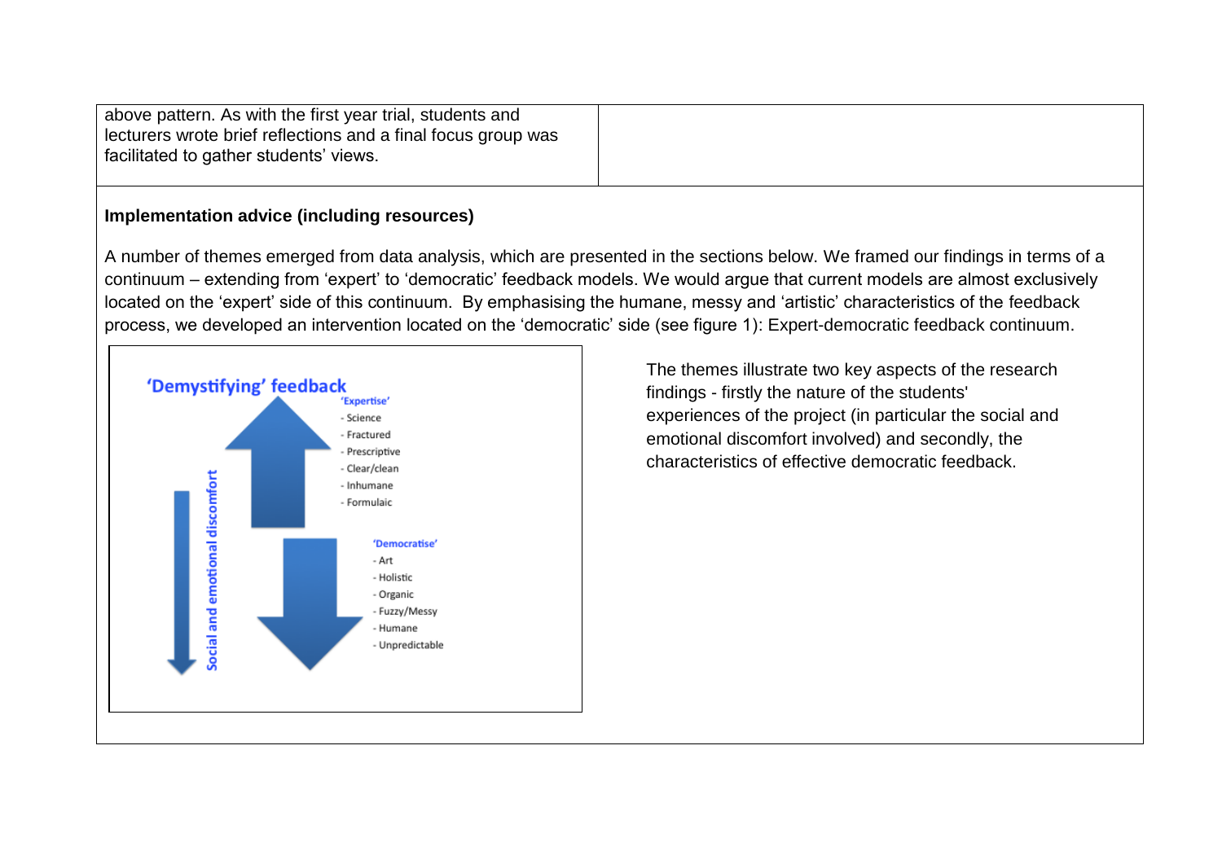above pattern. As with the first year trial, students and lecturers wrote brief reflections and a final focus group was facilitated to gather students' views.

**Implementation advice (including resources)**

A number of themes emerged from data analysis, which are presented in the sections below. We framed our findings in terms of a continuum – extending from 'expert' to 'democratic' feedback models. We would argue that current models are almost exclusively located on the 'expert' side of this continuum. By emphasising the humane, messy and 'artistic' characteristics of the feedback process, we developed an intervention located on the 'democratic' side (see figure 1): Expert-democratic feedback continuum.

'Demystifying' feedback

'Expertise'
- Science
- Fractured
- Prescriptive
- Clear/clean
- Inhumane
- Formulaic

'Democratise'
- Art
- Holistic
- Organic
- Fuzzy/Messy
- Humane
- Unpredictable

Social and emotional discomfort

The themes illustrate two key aspects of the research findings - firstly the nature of the students' experiences of the project (in particular the social and emotional discomfort involved) and secondly, the characteristics of effective democratic feedback.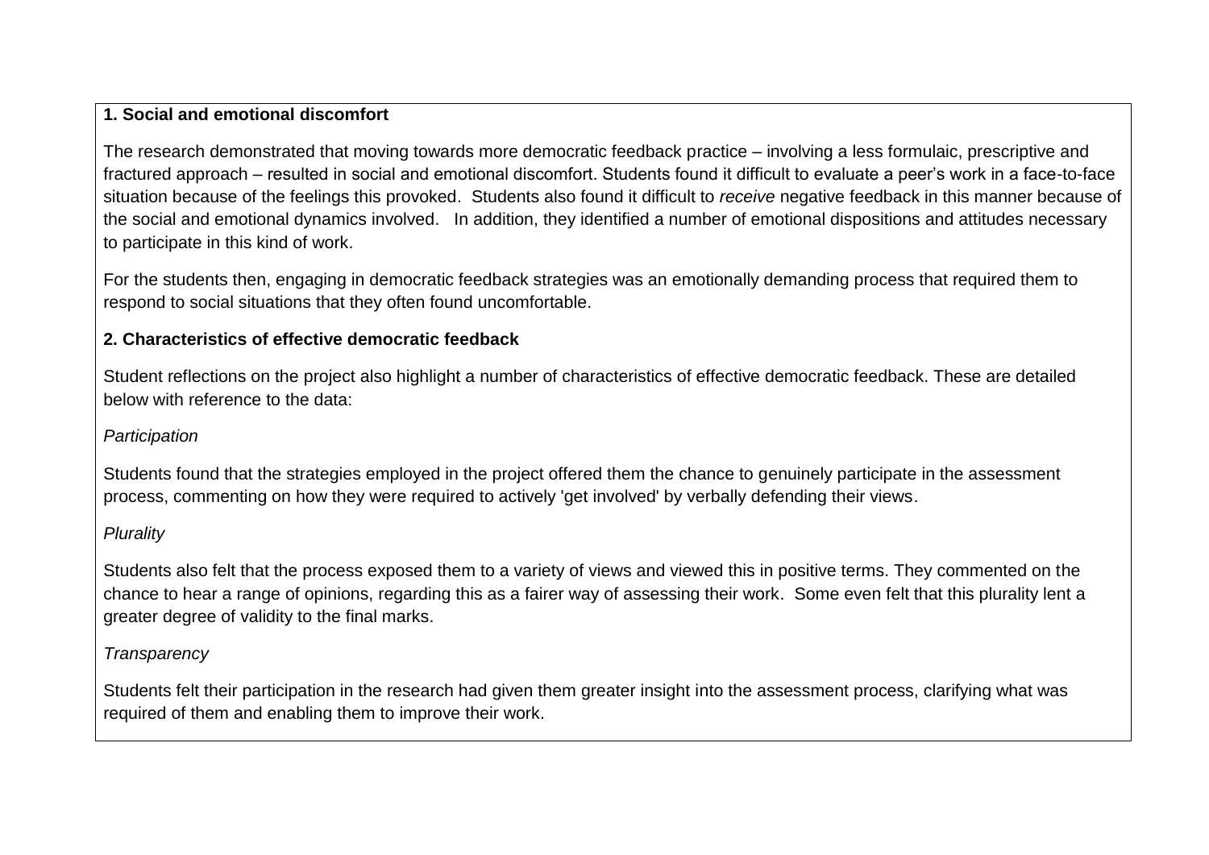**1. Social and emotional discomfort**

The research demonstrated that moving towards more democratic feedback practice – involving a less formulaic, prescriptive and fractured approach – resulted in social and emotional discomfort. Students found it difficult to evaluate a peer's work in a face-to-face situation because of the feelings this provoked. Students also found it difficult to *receive* negative feedback in this manner because of the social and emotional dynamics involved. In addition, they identified a number of emotional dispositions and attitudes necessary to participate in this kind of work.

For the students then, engaging in democratic feedback strategies was an emotionally demanding process that required them to respond to social situations that they often found uncomfortable.

**2. Characteristics of effective democratic feedback**

Student reflections on the project also highlight a number of characteristics of effective democratic feedback. These are detailed below with reference to the data:

*Participation*

Students found that the strategies employed in the project offered them the chance to genuinely participate in the assessment process, commenting on how they were required to actively 'get involved' by verbally defending their views.

*Plurality*

Students also felt that the process exposed them to a variety of views and viewed this in positive terms. They commented on the chance to hear a range of opinions, regarding this as a fairer way of assessing their work. Some even felt that this plurality lent a greater degree of validity to the final marks.

*Transparency*

Students felt their participation in the research had given them greater insight into the assessment process, clarifying what was required of them and enabling them to improve their work.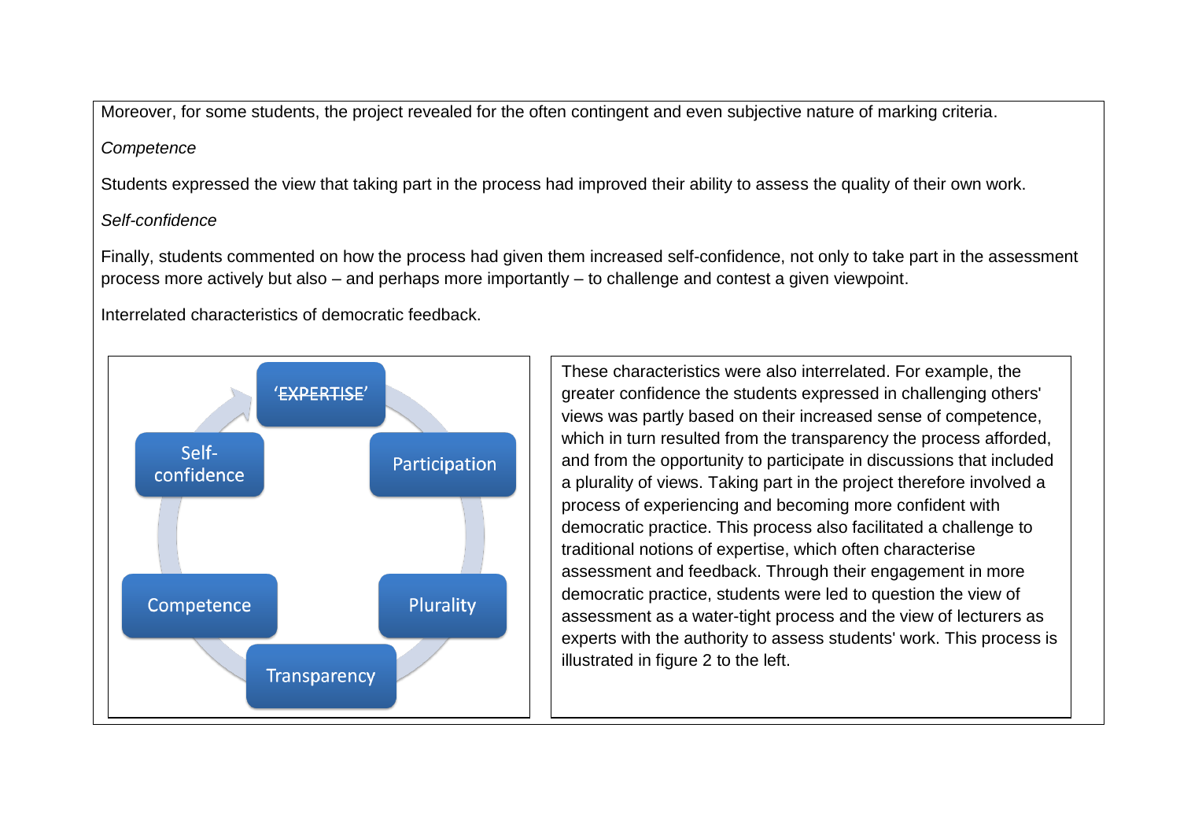Moreover, for some students, the project revealed for the often contingent and even subjective nature of marking criteria.

*Competence*

Students expressed the view that taking part in the process had improved their ability to assess the quality of their own work.

*Self-confidence*

Finally, students commented on how the process had given them increased self-confidence, not only to take part in the assessment process more actively but also – and perhaps more importantly – to challenge and contest a given viewpoint.

Interrelated characteristics of democratic feedback.

‘~~EXPERTISE~~’

Participation

Plurality

Transparency

Competence

Self-confidence

These characteristics were also interrelated. For example, the greater confidence the students expressed in challenging others' views was partly based on their increased sense of competence, which in turn resulted from the transparency the process afforded, and from the opportunity to participate in discussions that included a plurality of views. Taking part in the project therefore involved a process of experiencing and becoming more confident with democratic practice. This process also facilitated a challenge to traditional notions of expertise, which often characterise assessment and feedback. Through their engagement in more democratic practice, students were led to question the view of assessment as a water-tight process and the view of lecturers as experts with the authority to assess students' work. This process is illustrated in figure 2 to the left.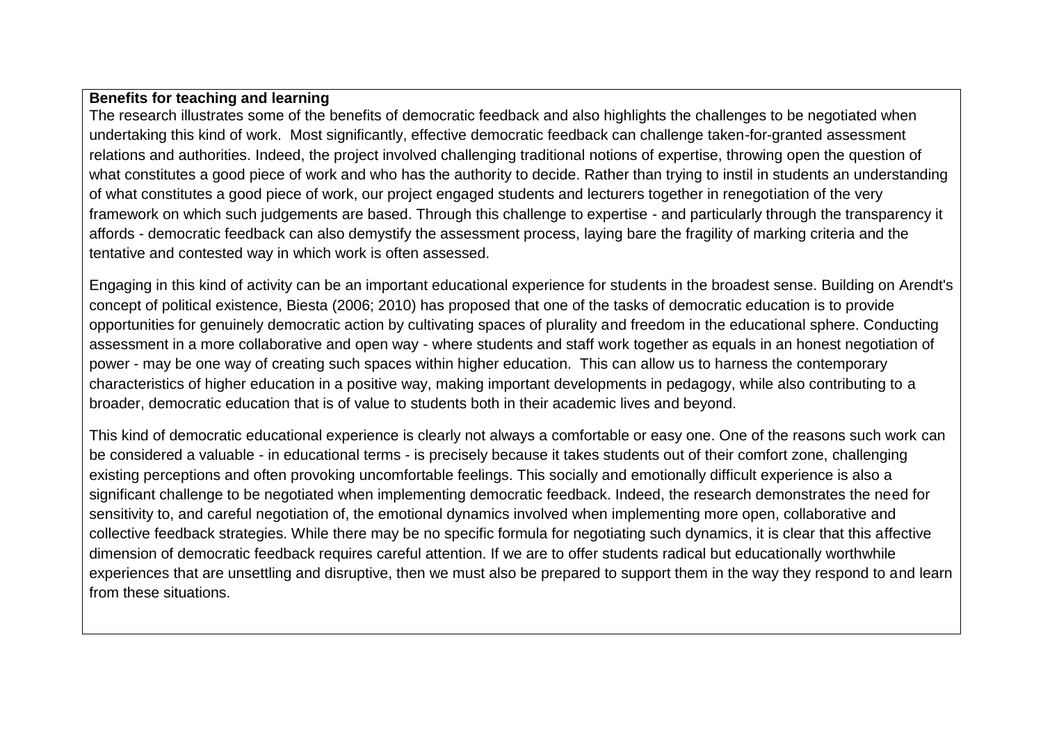**Benefits for teaching and learning**

The research illustrates some of the benefits of democratic feedback and also highlights the challenges to be negotiated when undertaking this kind of work. Most significantly, effective democratic feedback can challenge taken-for-granted assessment relations and authorities. Indeed, the project involved challenging traditional notions of expertise, throwing open the question of what constitutes a good piece of work and who has the authority to decide. Rather than trying to instil in students an understanding of what constitutes a good piece of work, our project engaged students and lecturers together in renegotiation of the very framework on which such judgements are based. Through this challenge to expertise - and particularly through the transparency it affords - democratic feedback can also demystify the assessment process, laying bare the fragility of marking criteria and the tentative and contested way in which work is often assessed.

Engaging in this kind of activity can be an important educational experience for students in the broadest sense. Building on Arendt's concept of political existence, Biesta (2006; 2010) has proposed that one of the tasks of democratic education is to provide opportunities for genuinely democratic action by cultivating spaces of plurality and freedom in the educational sphere. Conducting assessment in a more collaborative and open way - where students and staff work together as equals in an honest negotiation of power - may be one way of creating such spaces within higher education. This can allow us to harness the contemporary characteristics of higher education in a positive way, making important developments in pedagogy, while also contributing to a broader, democratic education that is of value to students both in their academic lives and beyond.

This kind of democratic educational experience is clearly not always a comfortable or easy one. One of the reasons such work can be considered a valuable - in educational terms - is precisely because it takes students out of their comfort zone, challenging existing perceptions and often provoking uncomfortable feelings. This socially and emotionally difficult experience is also a significant challenge to be negotiated when implementing democratic feedback. Indeed, the research demonstrates the need for sensitivity to, and careful negotiation of, the emotional dynamics involved when implementing more open, collaborative and collective feedback strategies. While there may be no specific formula for negotiating such dynamics, it is clear that this affective dimension of democratic feedback requires careful attention. If we are to offer students radical but educationally worthwhile experiences that are unsettling and disruptive, then we must also be prepared to support them in the way they respond to and learn from these situations.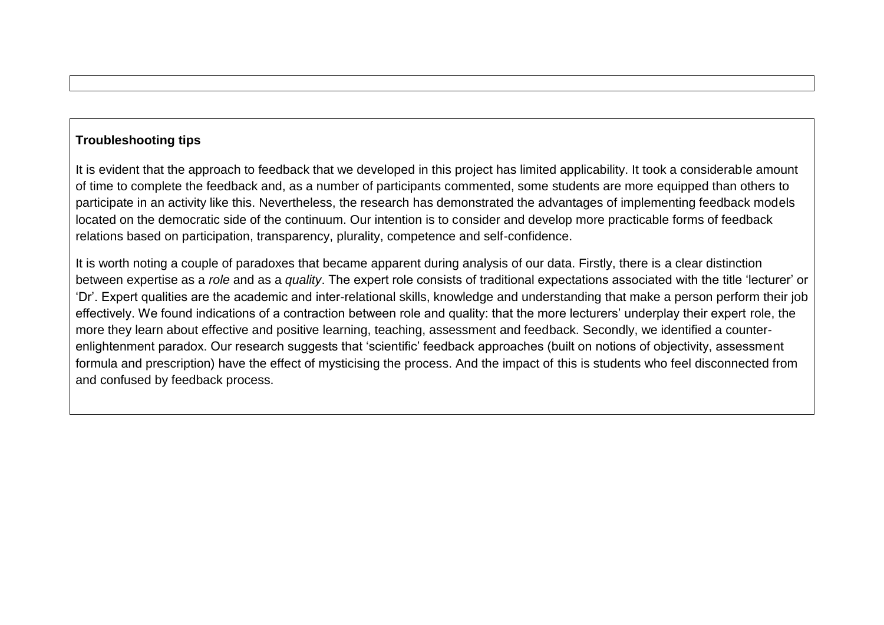**Troubleshooting tips**

It is evident that the approach to feedback that we developed in this project has limited applicability. It took a considerable amount of time to complete the feedback and, as a number of participants commented, some students are more equipped than others to participate in an activity like this. Nevertheless, the research has demonstrated the advantages of implementing feedback models located on the democratic side of the continuum. Our intention is to consider and develop more practicable forms of feedback relations based on participation, transparency, plurality, competence and self-confidence.

It is worth noting a couple of paradoxes that became apparent during analysis of our data. Firstly, there is a clear distinction between expertise as a *role* and as a *quality*. The expert role consists of traditional expectations associated with the title 'lecturer' or 'Dr'. Expert qualities are the academic and inter-relational skills, knowledge and understanding that make a person perform their job effectively. We found indications of a contraction between role and quality: that the more lecturers' underplay their expert role, the more they learn about effective and positive learning, teaching, assessment and feedback. Secondly, we identified a counter-enlightenment paradox. Our research suggests that 'scientific' feedback approaches (built on notions of objectivity, assessment formula and prescription) have the effect of mysticising the process. And the impact of this is students who feel disconnected from and confused by feedback process.